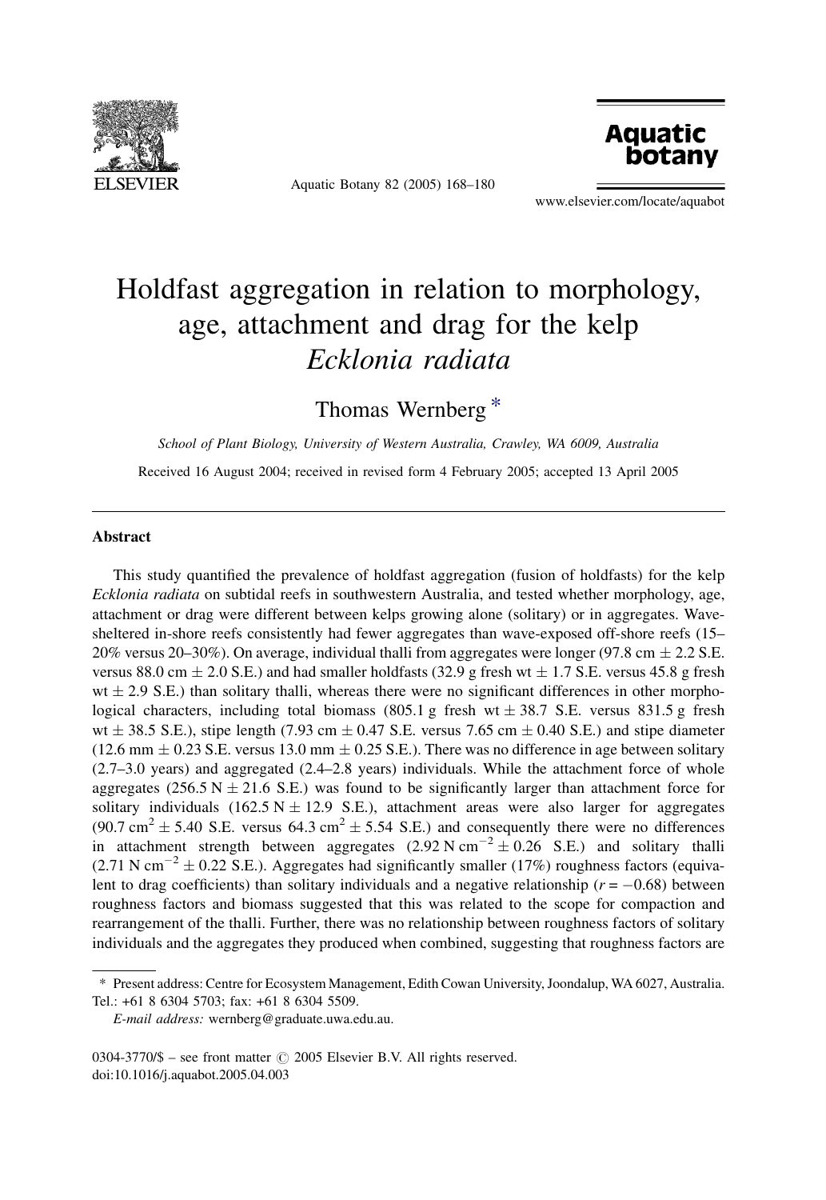# Holdfast aggregation in relation to morphology, age, attachment and drag for the kelp *Ecklonia radiata*

Thomas Wernberg *

*School of Plant Biology, University of Western Australia, Crawley, WA 6009, Australia*

Received 16 August 2004; received in revised form 4 February 2005; accepted 13 April 2005

## Abstract

This study quantified the prevalence of holdfast aggregation (fusion of holdfasts) for the kelp *Ecklonia radiata* on subtidal reefs in southwestern Australia, and tested whether morphology, age, attachment or drag were different between kelps growing alone (solitary) or in aggregates. Wave-sheltered in-shore reefs consistently had fewer aggregates than wave-exposed off-shore reefs (15–20% versus 20–30%). On average, individual thalli from aggregates were longer (97.8 cm ± 2.2 S.E. versus 88.0 cm ± 2.0 S.E.) and had smaller holdfasts (32.9 g fresh wt ± 1.7 S.E. versus 45.8 g fresh wt ± 2.9 S.E.) than solitary thalli, whereas there were no significant differences in other morphological characters, including total biomass (805.1 g fresh wt ± 38.7 S.E. versus 831.5 g fresh wt ± 38.5 S.E.), stipe length (7.93 cm ± 0.47 S.E. versus 7.65 cm ± 0.40 S.E.) and stipe diameter (12.6 mm ± 0.23 S.E. versus 13.0 mm ± 0.25 S.E.). There was no difference in age between solitary (2.7–3.0 years) and aggregated (2.4–2.8 years) individuals. While the attachment force of whole aggregates (256.5 N ± 21.6 S.E.) was found to be significantly larger than attachment force for solitary individuals (162.5 N ± 12.9 S.E.), attachment areas were also larger for aggregates (90.7 $cm^2$ ± 5.40 S.E. versus 64.3 $cm^2$ ± 5.54 S.E.) and consequently there were no differences in attachment strength between aggregates (2.92 N $cm^{-2}$ ± 0.26 S.E.) and solitary thalli (2.71 N $cm^{-2}$ ± 0.22 S.E.). Aggregates had significantly smaller (17%) roughness factors (equivalent to drag coefficients) than solitary individuals and a negative relationship ($r = -0.68$) between roughness factors and biomass suggested that this was related to the scope for compaction and rearrangement of the thalli. Further, there was no relationship between roughness factors of solitary individuals and the aggregates they produced when combined, suggesting that roughness factors are

---

\* Present address: Centre for Ecosystem Management, Edith Cowan University, Joondalup, WA 6027, Australia. Tel.: +61 8 6304 5703; fax: +61 8 6304 5509.

*E-mail address:* wernberg@graduate.uwa.edu.au.

0304-3770/$ – see front matter © 2005 Elsevier B.V. All rights reserved.
doi:10.1016/j.aquabot.2005.04.003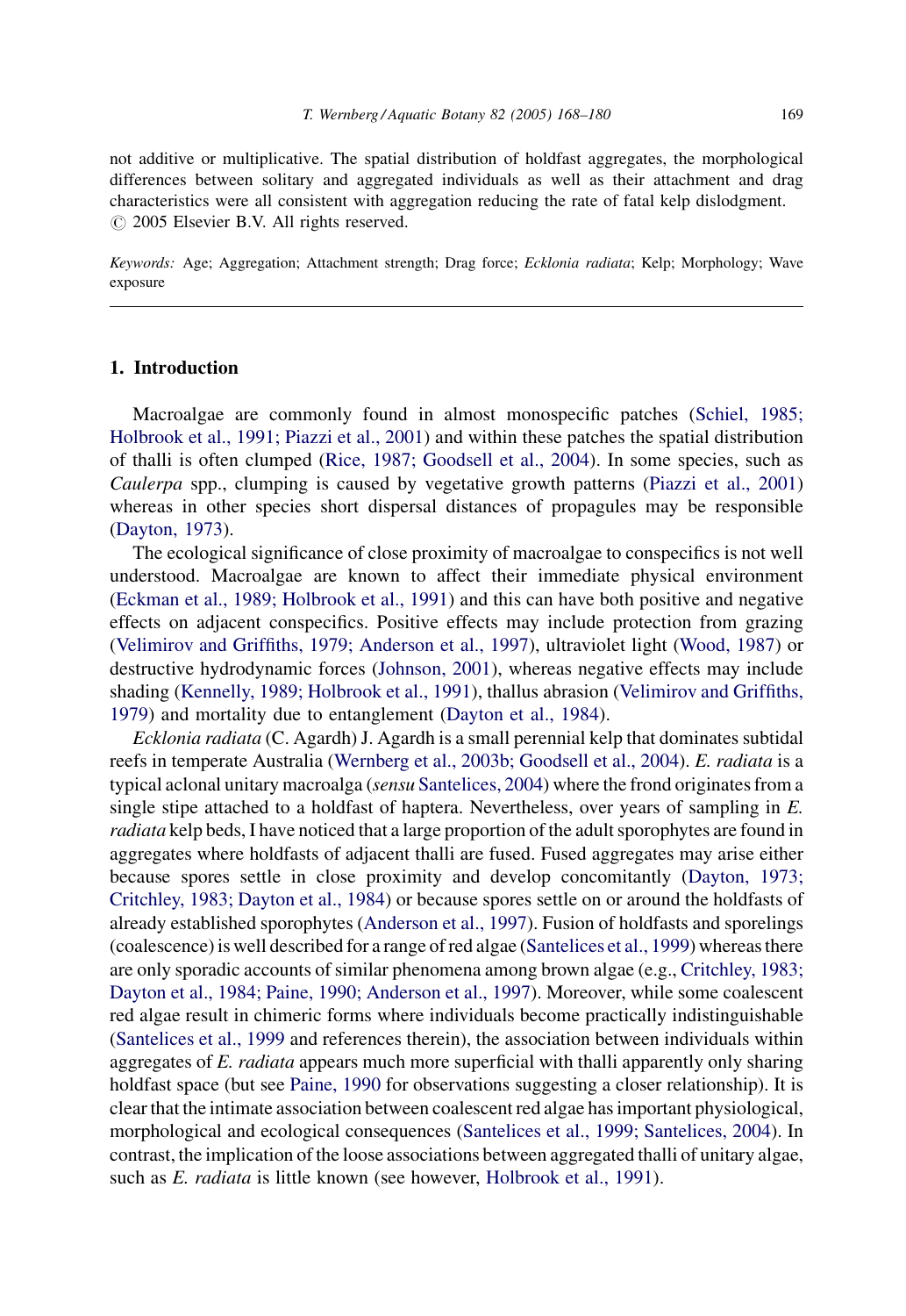not additive or multiplicative. The spatial distribution of holdfast aggregates, the morphological differences between solitary and aggregated individuals as well as their attachment and drag characteristics were all consistent with aggregation reducing the rate of fatal kelp dislodgment.
© 2005 Elsevier B.V. All rights reserved.

*Keywords:* Age; Aggregation; Attachment strength; Drag force; *Ecklonia radiata*; Kelp; Morphology; Wave exposure

## 1. Introduction

Macroalgae are commonly found in almost monospecific patches (Schiel, 1985; Holbrook et al., 1991; Piazzi et al., 2001) and within these patches the spatial distribution of thalli is often clumped (Rice, 1987; Goodsell et al., 2004). In some species, such as *Caulerpa* spp., clumping is caused by vegetative growth patterns (Piazzi et al., 2001) whereas in other species short dispersal distances of propagules may be responsible (Dayton, 1973).

The ecological significance of close proximity of macroalgae to conspecifics is not well understood. Macroalgae are known to affect their immediate physical environment (Eckman et al., 1989; Holbrook et al., 1991) and this can have both positive and negative effects on adjacent conspecifics. Positive effects may include protection from grazing (Velimirov and Griffiths, 1979; Anderson et al., 1997), ultraviolet light (Wood, 1987) or destructive hydrodynamic forces (Johnson, 2001), whereas negative effects may include shading (Kennelly, 1989; Holbrook et al., 1991), thallus abrasion (Velimirov and Griffiths, 1979) and mortality due to entanglement (Dayton et al., 1984).

*Ecklonia radiata* (C. Agardh) J. Agardh is a small perennial kelp that dominates subtidal reefs in temperate Australia (Wernberg et al., 2003b; Goodsell et al., 2004). *E. radiata* is a typical aclonal unitary macroalga (*sensu* Santelices, 2004) where the frond originates from a single stipe attached to a holdfast of haptera. Nevertheless, over years of sampling in *E. radiata* kelp beds, I have noticed that a large proportion of the adult sporophytes are found in aggregates where holdfasts of adjacent thalli are fused. Fused aggregates may arise either because spores settle in close proximity and develop concomitantly (Dayton, 1973; Critchley, 1983; Dayton et al., 1984) or because spores settle on or around the holdfasts of already established sporophytes (Anderson et al., 1997). Fusion of holdfasts and sporelings (coalescence) is well described for a range of red algae (Santelices et al., 1999) whereas there are only sporadic accounts of similar phenomena among brown algae (e.g., Critchley, 1983; Dayton et al., 1984; Paine, 1990; Anderson et al., 1997). Moreover, while some coalescent red algae result in chimeric forms where individuals become practically indistinguishable (Santelices et al., 1999 and references therein), the association between individuals within aggregates of *E. radiata* appears much more superficial with thalli apparently only sharing holdfast space (but see Paine, 1990 for observations suggesting a closer relationship). It is clear that the intimate association between coalescent red algae has important physiological, morphological and ecological consequences (Santelices et al., 1999; Santelices, 2004). In contrast, the implication of the loose associations between aggregated thalli of unitary algae, such as *E. radiata* is little known (see however, Holbrook et al., 1991).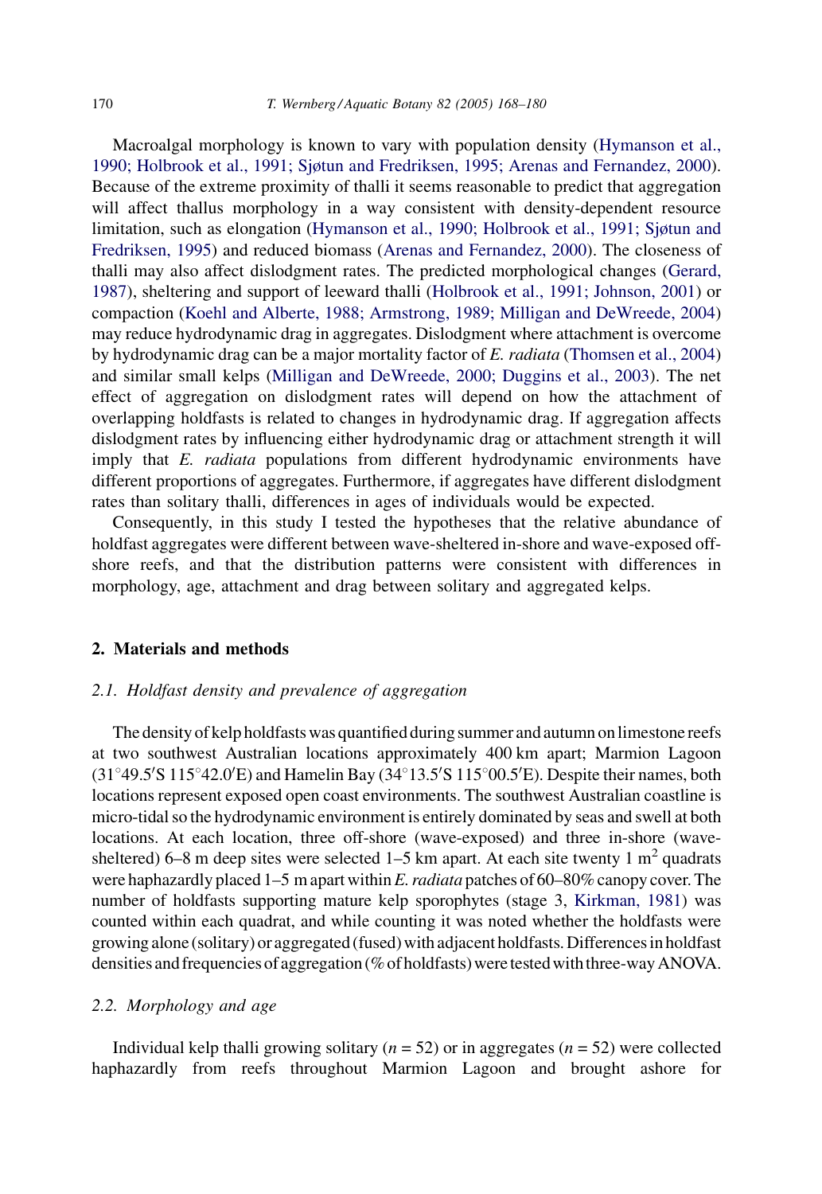Macroalgal morphology is known to vary with population density (Hymanson et al., 1990; Holbrook et al., 1991; Sjøtun and Fredriksen, 1995; Arenas and Fernandez, 2000). Because of the extreme proximity of thalli it seems reasonable to predict that aggregation will affect thallus morphology in a way consistent with density-dependent resource limitation, such as elongation (Hymanson et al., 1990; Holbrook et al., 1991; Sjøtun and Fredriksen, 1995) and reduced biomass (Arenas and Fernandez, 2000). The closeness of thalli may also affect dislodgment rates. The predicted morphological changes (Gerard, 1987), sheltering and support of leeward thalli (Holbrook et al., 1991; Johnson, 2001) or compaction (Koehl and Alberte, 1988; Armstrong, 1989; Milligan and DeWreede, 2004) may reduce hydrodynamic drag in aggregates. Dislodgment where attachment is overcome by hydrodynamic drag can be a major mortality factor of *E. radiata* (Thomsen et al., 2004) and similar small kelps (Milligan and DeWreede, 2000; Duggins et al., 2003). The net effect of aggregation on dislodgment rates will depend on how the attachment of overlapping holdfasts is related to changes in hydrodynamic drag. If aggregation affects dislodgment rates by influencing either hydrodynamic drag or attachment strength it will imply that *E. radiata* populations from different hydrodynamic environments have different proportions of aggregates. Furthermore, if aggregates have different dislodgment rates than solitary thalli, differences in ages of individuals would be expected.

Consequently, in this study I tested the hypotheses that the relative abundance of holdfast aggregates were different between wave-sheltered in-shore and wave-exposed off-shore reefs, and that the distribution patterns were consistent with differences in morphology, age, attachment and drag between solitary and aggregated kelps.

## 2. Materials and methods

### 2.1. Holdfast density and prevalence of aggregation

The density of kelp holdfasts was quantified during summer and autumn on limestone reefs at two southwest Australian locations approximately 400 km apart; Marmion Lagoon (31°49.5′S 115°42.0′E) and Hamelin Bay (34°13.5′S 115°00.5′E). Despite their names, both locations represent exposed open coast environments. The southwest Australian coastline is micro-tidal so the hydrodynamic environment is entirely dominated by seas and swell at both locations. At each location, three off-shore (wave-exposed) and three in-shore (wave-sheltered) 6–8 m deep sites were selected 1–5 km apart. At each site twenty 1 $m^2$ quadrats were haphazardly placed 1–5 m apart within *E. radiata* patches of 60–80% canopy cover. The number of holdfasts supporting mature kelp sporophytes (stage 3, Kirkman, 1981) was counted within each quadrat, and while counting it was noted whether the holdfasts were growing alone (solitary) or aggregated (fused) with adjacent holdfasts. Differences in holdfast densities and frequencies of aggregation (% of holdfasts) were tested with three-way ANOVA.

### 2.2. Morphology and age

Individual kelp thalli growing solitary ($n = 52$) or in aggregates ($n = 52$) were collected haphazardly from reefs throughout Marmion Lagoon and brought ashore for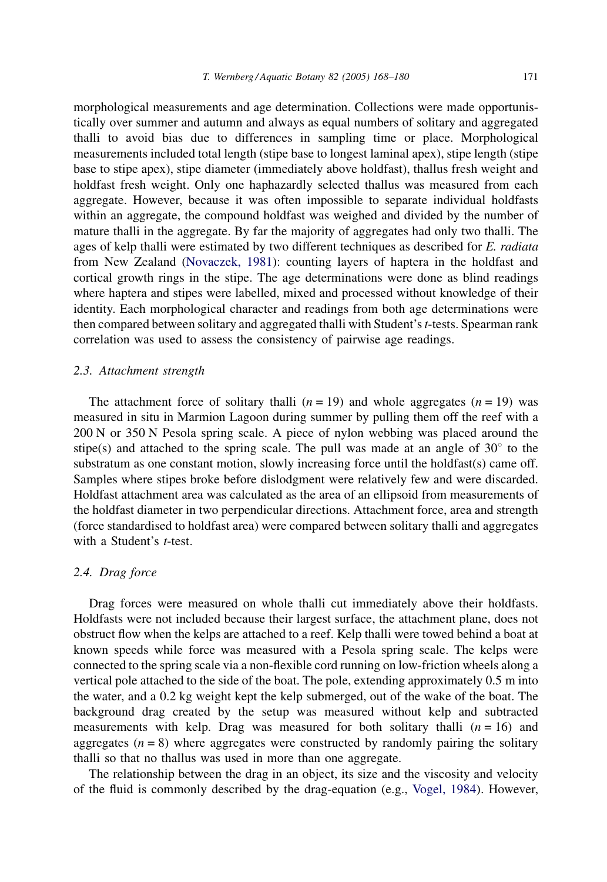morphological measurements and age determination. Collections were made opportunistically over summer and autumn and always as equal numbers of solitary and aggregated thalli to avoid bias due to differences in sampling time or place. Morphological measurements included total length (stipe base to longest laminal apex), stipe length (stipe base to stipe apex), stipe diameter (immediately above holdfast), thallus fresh weight and holdfast fresh weight. Only one haphazardly selected thallus was measured from each aggregate. However, because it was often impossible to separate individual holdfasts within an aggregate, the compound holdfast was weighed and divided by the number of mature thalli in the aggregate. By far the majority of aggregates had only two thalli. The ages of kelp thalli were estimated by two different techniques as described for *E. radiata* from New Zealand (Novaczek, 1981): counting layers of haptera in the holdfast and cortical growth rings in the stipe. The age determinations were done as blind readings where haptera and stipes were labelled, mixed and processed without knowledge of their identity. Each morphological character and readings from both age determinations were then compared between solitary and aggregated thalli with Student's *t*-tests. Spearman rank correlation was used to assess the consistency of pairwise age readings.

### 2.3. Attachment strength

The attachment force of solitary thalli ($n = 19$) and whole aggregates ($n = 19$) was measured in situ in Marmion Lagoon during summer by pulling them off the reef with a 200 N or 350 N Pesola spring scale. A piece of nylon webbing was placed around the stipe(s) and attached to the spring scale. The pull was made at an angle of $30^{\circ}$ to the substratum as one constant motion, slowly increasing force until the holdfast(s) came off. Samples where stipes broke before dislodgment were relatively few and were discarded. Holdfast attachment area was calculated as the area of an ellipsoid from measurements of the holdfast diameter in two perpendicular directions. Attachment force, area and strength (force standardised to holdfast area) were compared between solitary thalli and aggregates with a Student's *t*-test.

### 2.4. Drag force

Drag forces were measured on whole thalli cut immediately above their holdfasts. Holdfasts were not included because their largest surface, the attachment plane, does not obstruct flow when the kelps are attached to a reef. Kelp thalli were towed behind a boat at known speeds while force was measured with a Pesola spring scale. The kelps were connected to the spring scale via a non-flexible cord running on low-friction wheels along a vertical pole attached to the side of the boat. The pole, extending approximately 0.5 m into the water, and a 0.2 kg weight kept the kelp submerged, out of the wake of the boat. The background drag created by the setup was measured without kelp and subtracted measurements with kelp. Drag was measured for both solitary thalli ($n = 16$) and aggregates ($n = 8$) where aggregates were constructed by randomly pairing the solitary thalli so that no thallus was used in more than one aggregate.

The relationship between the drag in an object, its size and the viscosity and velocity of the fluid is commonly described by the drag-equation (e.g., Vogel, 1984). However,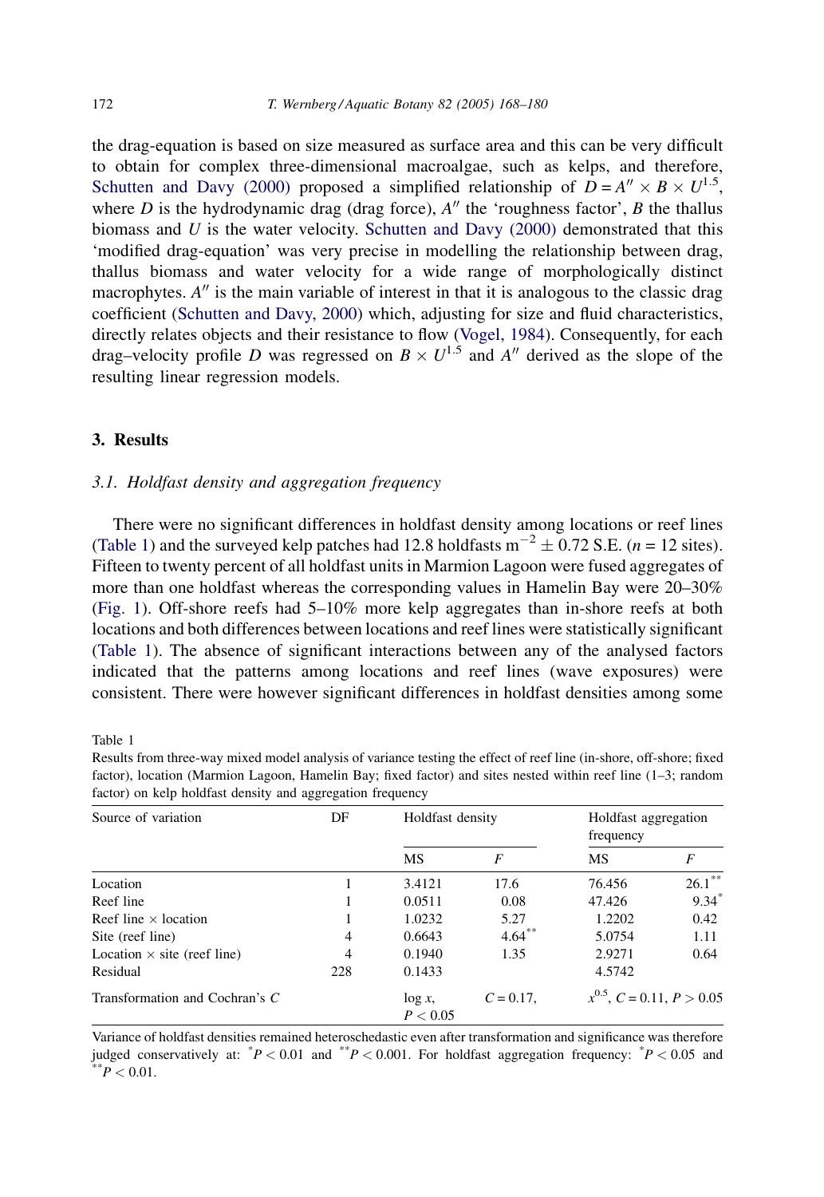the drag-equation is based on size measured as surface area and this can be very difficult to obtain for complex three-dimensional macroalgae, such as kelps, and therefore, Schutten and Davy (2000) proposed a simplified relationship of $D = A'' \times B \times U^{1.5}$, where $D$ is the hydrodynamic drag (drag force), $A''$ the 'roughness factor', $B$ the thallus biomass and $U$ is the water velocity. Schutten and Davy (2000) demonstrated that this 'modified drag-equation' was very precise in modelling the relationship between drag, thallus biomass and water velocity for a wide range of morphologically distinct macrophytes. $A''$ is the main variable of interest in that it is analogous to the classic drag coefficient (Schutten and Davy, 2000) which, adjusting for size and fluid characteristics, directly relates objects and their resistance to flow (Vogel, 1984). Consequently, for each drag–velocity profile $D$ was regressed on $B \times U^{1.5}$ and $A''$ derived as the slope of the resulting linear regression models.

## 3. Results

### 3.1. Holdfast density and aggregation frequency

There were no significant differences in holdfast density among locations or reef lines (Table 1) and the surveyed kelp patches had 12.8 holdfasts $m^{-2} \pm 0.72$ S.E. ($n = 12$ sites). Fifteen to twenty percent of all holdfast units in Marmion Lagoon were fused aggregates of more than one holdfast whereas the corresponding values in Hamelin Bay were 20–30% (Fig. 1). Off-shore reefs had 5–10% more kelp aggregates than in-shore reefs at both locations and both differences between locations and reef lines were statistically significant (Table 1). The absence of significant interactions between any of the analysed factors indicated that the patterns among locations and reef lines (wave exposures) were consistent. There were however significant differences in holdfast densities among some

Table 1
Results from three-way mixed model analysis of variance testing the effect of reef line (in-shore, off-shore; fixed factor), location (Marmion Lagoon, Hamelin Bay; fixed factor) and sites nested within reef line (1–3; random factor) on kelp holdfast density and aggregation frequency

| Source of variation | DF | Holdfast density | | Holdfast aggregation frequency | |
|---|---|---|---|---|---|
| | | MS | $F$ | MS | $F$ |
| Location | 1 | 3.4121 | 17.6 | 76.456 | 26.1** |
| Reef line | 1 | 0.0511 | 0.08 | 47.426 | 9.34* |
| Reef line × location | 1 | 1.0232 | 5.27 | 1.2202 | 0.42 |
| Site (reef line) | 4 | 0.6643 | 4.64** | 5.0754 | 1.11 |
| Location × site (reef line) | 4 | 0.1940 | 1.35 | 2.9271 | 0.64 |
| Residual | 228 | 0.1433 | | 4.5742 | |
| Transformation and Cochran's $C$ | | log $x$, $P < 0.05$ | $C = 0.17$, | $x^{0.5}$, $C = 0.11$, $P > 0.05$ | |

Variance of holdfast densities remained heteroschedastic even after transformation and significance was therefore judged conservatively at: $^{*}P < 0.01$ and $^{**}P < 0.001$. For holdfast aggregation frequency: $^{*}P < 0.05$ and $^{**}P < 0.01$.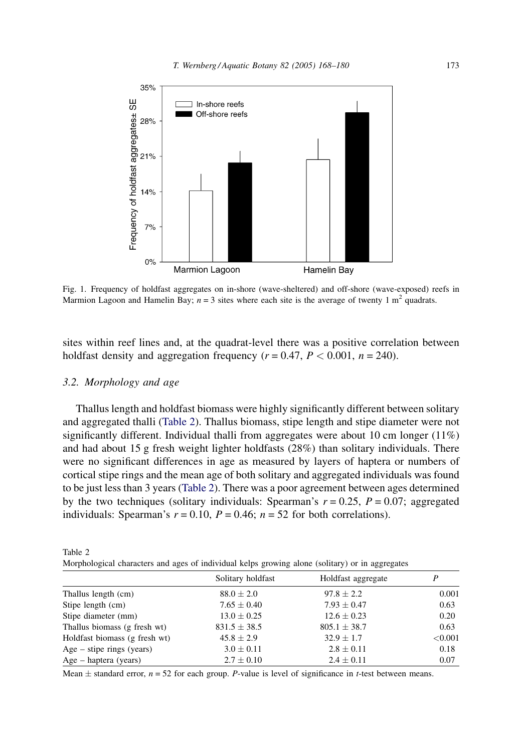Fig. 1. Frequency of holdfast aggregates on in-shore (wave-sheltered) and off-shore (wave-exposed) reefs in Marmion Lagoon and Hamelin Bay; $n = 3$ sites where each site is the average of twenty 1 $m^2$ quadrats.

sites within reef lines and, at the quadrat-level there was a positive correlation between holdfast density and aggregation frequency ($r = 0.47$, $P < 0.001$, $n = 240$).

### 3.2. Morphology and age

Thallus length and holdfast biomass were highly significantly different between solitary and aggregated thalli (Table 2). Thallus biomass, stipe length and stipe diameter were not significantly different. Individual thalli from aggregates were about 10 cm longer (11%) and had about 15 g fresh weight lighter holdfasts (28%) than solitary individuals. There were no significant differences in age as measured by layers of haptera or numbers of cortical stipe rings and the mean age of both solitary and aggregated individuals was found to be just less than 3 years (Table 2). There was a poor agreement between ages determined by the two techniques (solitary individuals: Spearman's $r = 0.25$, $P = 0.07$; aggregated individuals: Spearman's $r = 0.10$, $P = 0.46$; $n = 52$ for both correlations).

Table 2
Morphological characters and ages of individual kelps growing alone (solitary) or in aggregates

| | Solitary holdfast | Holdfast aggregate | *P* |
|---|---|---|---|
| Thallus length (cm) | 88.0 ± 2.0 | 97.8 ± 2.2 | 0.001 |
| Stipe length (cm) | 7.65 ± 0.40 | 7.93 ± 0.47 | 0.63 |
| Stipe diameter (mm) | 13.0 ± 0.25 | 12.6 ± 0.23 | 0.20 |
| Thallus biomass (g fresh wt) | 831.5 ± 38.5 | 805.1 ± 38.7 | 0.63 |
| Holdfast biomass (g fresh wt) | 45.8 ± 2.9 | 32.9 ± 1.7 | <0.001 |
| Age – stipe rings (years) | 3.0 ± 0.11 | 2.8 ± 0.11 | 0.18 |
| Age – haptera (years) | 2.7 ± 0.10 | 2.4 ± 0.11 | 0.07 |

Mean ± standard error, $n = 52$ for each group. *P*-value is level of significance in *t*-test between means.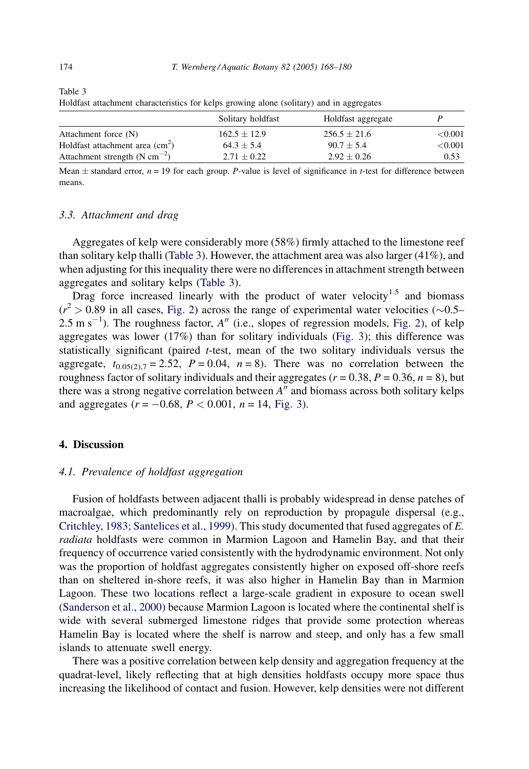Table 3
Holdfast attachment characteristics for kelps growing alone (solitary) and in aggregates

| | Solitary holdfast | Holdfast aggregate | $P$ |
|---|---|---|---|
| Attachment force (N) | $162.5 \pm 12.9$ | $256.5 \pm 21.6$ | $<0.001$ |
| Holdfast attachment area ($cm^2$) | $64.3 \pm 5.4$ | $90.7 \pm 5.4$ | $<0.001$ |
| Attachment strength ($N\ cm^{-2}$) | $2.71 \pm 0.22$ | $2.92 \pm 0.26$ | 0.53 |

Mean $\pm$ standard error, $n = 19$ for each group. $P$-value is level of significance in $t$-test for difference between means.

### 3.3. Attachment and drag

Aggregates of kelp were considerably more (58%) firmly attached to the limestone reef than solitary kelp thalli (Table 3). However, the attachment area was also larger (41%), and when adjusting for this inequality there were no differences in attachment strength between aggregates and solitary kelps (Table 3).

Drag force increased linearly with the product of water velocity$^{1.5}$ and biomass ($r^2 > 0.89$ in all cases, Fig. 2) across the range of experimental water velocities (~0.5–2.5 m $s^{-1}$). The roughness factor, $A''$ (i.e., slopes of regression models, Fig. 2), of kelp aggregates was lower (17%) than for solitary individuals (Fig. 3); this difference was statistically significant (paired $t$-test, mean of the two solitary individuals versus the aggregate, $t_{0.05(2),7} = 2.52$, $P = 0.04$, $n = 8$). There was no correlation between the roughness factor of solitary individuals and their aggregates ($r = 0.38$, $P = 0.36$, $n = 8$), but there was a strong negative correlation between $A''$ and biomass across both solitary kelps and aggregates ($r = -0.68$, $P < 0.001$, $n = 14$, Fig. 3).

## 4. Discussion

### 4.1. Prevalence of holdfast aggregation

Fusion of holdfasts between adjacent thalli is probably widespread in dense patches of macroalgae, which predominantly rely on reproduction by propagule dispersal (e.g., Critchley, 1983; Santelices et al., 1999). This study documented that fused aggregates of *E. radiata* holdfasts were common in Marmion Lagoon and Hamelin Bay, and that their frequency of occurrence varied consistently with the hydrodynamic environment. Not only was the proportion of holdfast aggregates consistently higher on exposed off-shore reefs than on sheltered in-shore reefs, it was also higher in Hamelin Bay than in Marmion Lagoon. These two locations reflect a large-scale gradient in exposure to ocean swell (Sanderson et al., 2000) because Marmion Lagoon is located where the continental shelf is wide with several submerged limestone ridges that provide some protection whereas Hamelin Bay is located where the shelf is narrow and steep, and only has a few small islands to attenuate swell energy.

There was a positive correlation between kelp density and aggregation frequency at the quadrat-level, likely reflecting that at high densities holdfasts occupy more space thus increasing the likelihood of contact and fusion. However, kelp densities were not different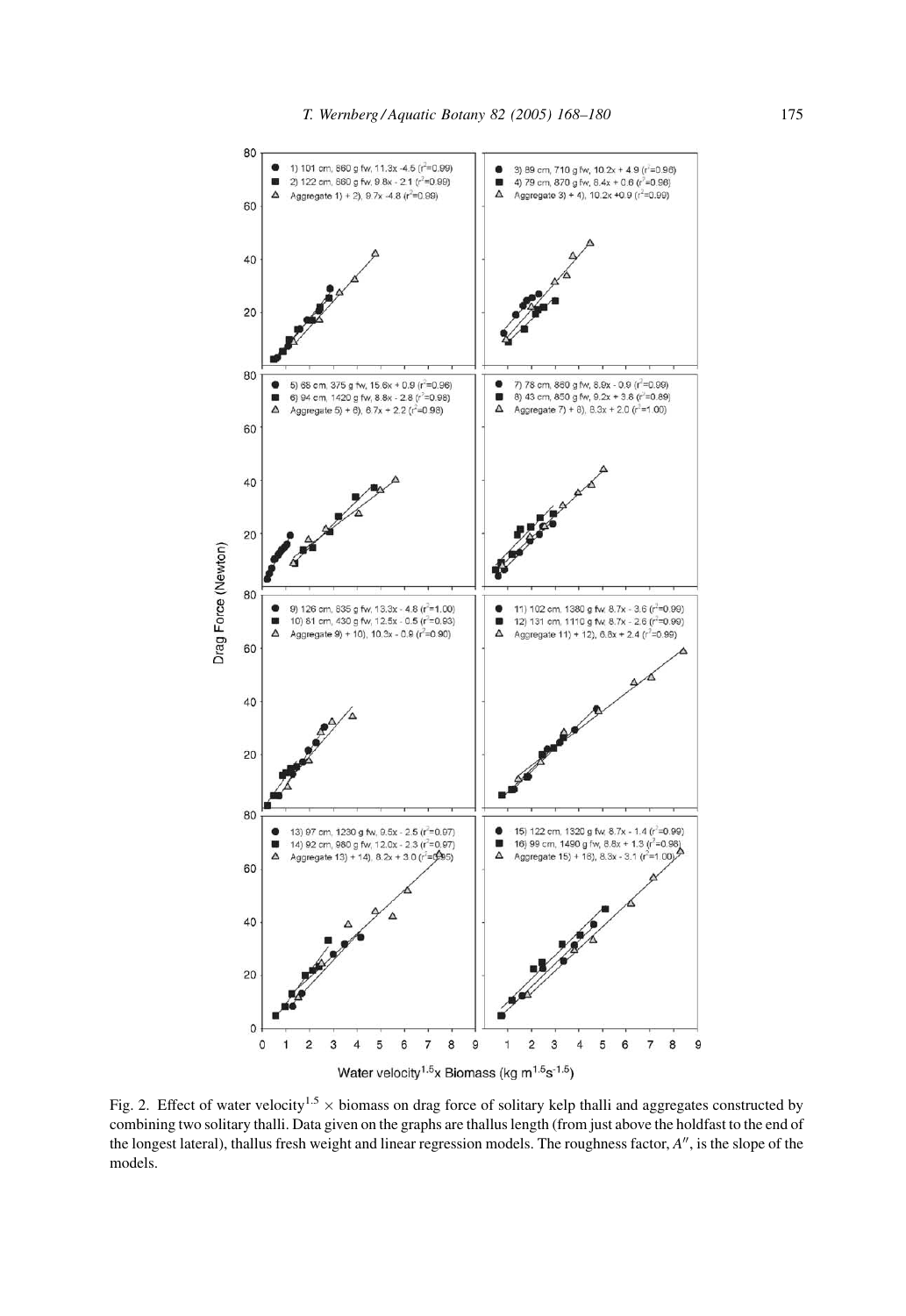Fig. 2. Effect of water velocity$^{1.5}$ × biomass on drag force of solitary kelp thalli and aggregates constructed by combining two solitary thalli. Data given on the graphs are thallus length (from just above the holdfast to the end of the longest lateral), thallus fresh weight and linear regression models. The roughness factor, $A''$, is the slope of the models.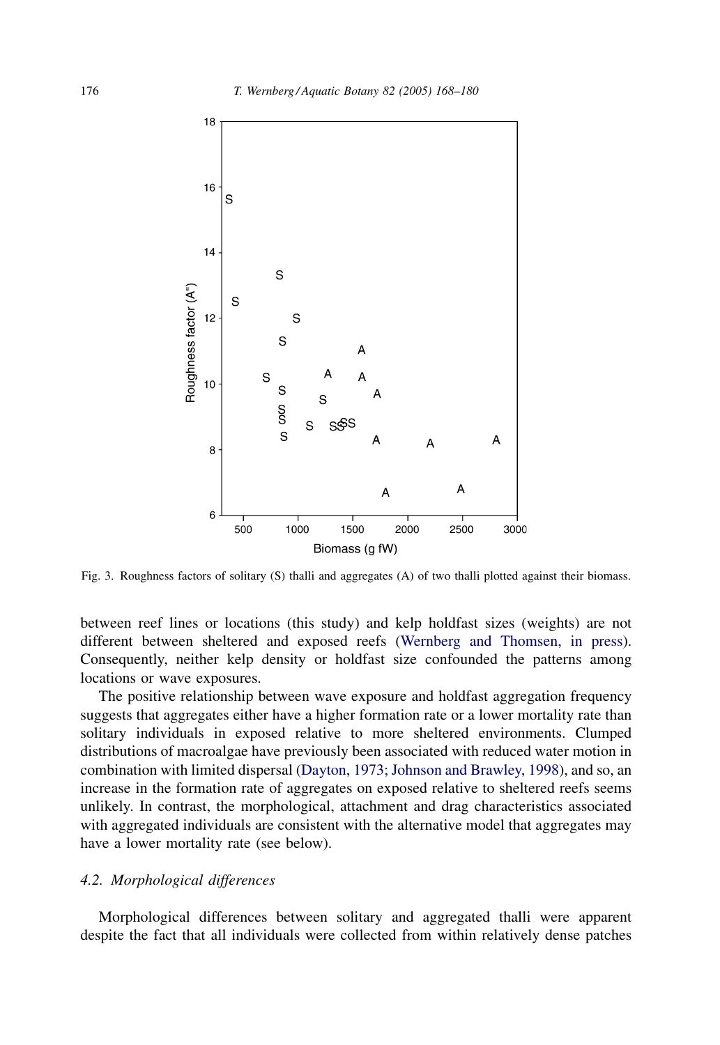Fig. 3. Roughness factors of solitary (S) thalli and aggregates (A) of two thalli plotted against their biomass.

between reef lines or locations (this study) and kelp holdfast sizes (weights) are not different between sheltered and exposed reefs (Wernberg and Thomsen, in press). Consequently, neither kelp density or holdfast size confounded the patterns among locations or wave exposures.

The positive relationship between wave exposure and holdfast aggregation frequency suggests that aggregates either have a higher formation rate or a lower mortality rate than solitary individuals in exposed relative to more sheltered environments. Clumped distributions of macroalgae have previously been associated with reduced water motion in combination with limited dispersal (Dayton, 1973; Johnson and Brawley, 1998), and so, an increase in the formation rate of aggregates on exposed relative to sheltered reefs seems unlikely. In contrast, the morphological, attachment and drag characteristics associated with aggregated individuals are consistent with the alternative model that aggregates may have a lower mortality rate (see below).

### 4.2. Morphological differences

Morphological differences between solitary and aggregated thalli were apparent despite the fact that all individuals were collected from within relatively dense patches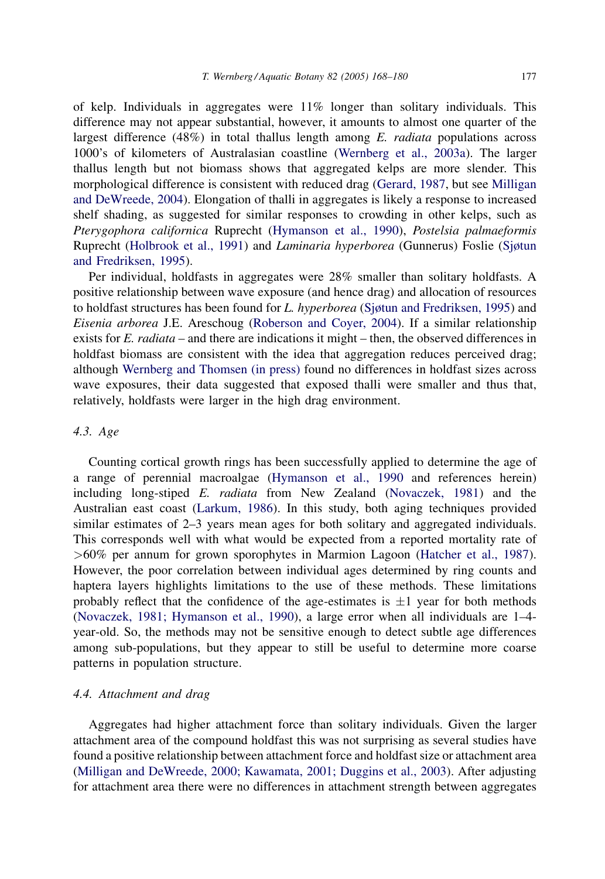of kelp. Individuals in aggregates were 11% longer than solitary individuals. This difference may not appear substantial, however, it amounts to almost one quarter of the largest difference (48%) in total thallus length among *E. radiata* populations across 1000's of kilometers of Australasian coastline (Wernberg et al., 2003a). The larger thallus length but not biomass shows that aggregated kelps are more slender. This morphological difference is consistent with reduced drag (Gerard, 1987, but see Milligan and DeWreede, 2004). Elongation of thalli in aggregates is likely a response to increased shelf shading, as suggested for similar responses to crowding in other kelps, such as *Pterygophora californica* Ruprecht (Hymanson et al., 1990), *Postelsia palmaeformis* Ruprecht (Holbrook et al., 1991) and *Laminaria hyperborea* (Gunnerus) Foslie (Sjøtun and Fredriksen, 1995).

Per individual, holdfasts in aggregates were 28% smaller than solitary holdfasts. A positive relationship between wave exposure (and hence drag) and allocation of resources to holdfast structures has been found for *L. hyperborea* (Sjøtun and Fredriksen, 1995) and *Eisenia arborea* J.E. Areschoug (Roberson and Coyer, 2004). If a similar relationship exists for *E. radiata* – and there are indications it might – then, the observed differences in holdfast biomass are consistent with the idea that aggregation reduces perceived drag; although Wernberg and Thomsen (in press) found no differences in holdfast sizes across wave exposures, their data suggested that exposed thalli were smaller and thus that, relatively, holdfasts were larger in the high drag environment.

### 4.3. Age

Counting cortical growth rings has been successfully applied to determine the age of a range of perennial macroalgae (Hymanson et al., 1990 and references herein) including long-stiped *E. radiata* from New Zealand (Novaczek, 1981) and the Australian east coast (Larkum, 1986). In this study, both aging techniques provided similar estimates of 2–3 years mean ages for both solitary and aggregated individuals. This corresponds well with what would be expected from a reported mortality rate of >60% per annum for grown sporophytes in Marmion Lagoon (Hatcher et al., 1987). However, the poor correlation between individual ages determined by ring counts and haptera layers highlights limitations to the use of these methods. These limitations probably reflect that the confidence of the age-estimates is $\pm 1$ year for both methods (Novaczek, 1981; Hymanson et al., 1990), a large error when all individuals are 1–4-year-old. So, the methods may not be sensitive enough to detect subtle age differences among sub-populations, but they appear to still be useful to determine more coarse patterns in population structure.

### 4.4. Attachment and drag

Aggregates had higher attachment force than solitary individuals. Given the larger attachment area of the compound holdfast this was not surprising as several studies have found a positive relationship between attachment force and holdfast size or attachment area (Milligan and DeWreede, 2000; Kawamata, 2001; Duggins et al., 2003). After adjusting for attachment area there were no differences in attachment strength between aggregates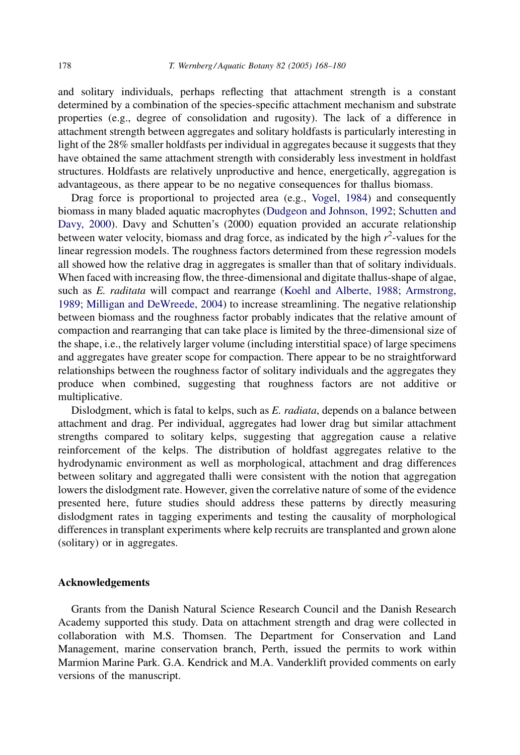and solitary individuals, perhaps reflecting that attachment strength is a constant determined by a combination of the species-specific attachment mechanism and substrate properties (e.g., degree of consolidation and rugosity). The lack of a difference in attachment strength between aggregates and solitary holdfasts is particularly interesting in light of the 28% smaller holdfasts per individual in aggregates because it suggests that they have obtained the same attachment strength with considerably less investment in holdfast structures. Holdfasts are relatively unproductive and hence, energetically, aggregation is advantageous, as there appear to be no negative consequences for thallus biomass.

Drag force is proportional to projected area (e.g., Vogel, 1984) and consequently biomass in many bladed aquatic macrophytes (Dudgeon and Johnson, 1992; Schutten and Davy, 2000). Davy and Schutten's (2000) equation provided an accurate relationship between water velocity, biomass and drag force, as indicated by the high $r^2$-values for the linear regression models. The roughness factors determined from these regression models all showed how the relative drag in aggregates is smaller than that of solitary individuals. When faced with increasing flow, the three-dimensional and digitate thallus-shape of algae, such as *E. raditata* will compact and rearrange (Koehl and Alberte, 1988; Armstrong, 1989; Milligan and DeWreede, 2004) to increase streamlining. The negative relationship between biomass and the roughness factor probably indicates that the relative amount of compaction and rearranging that can take place is limited by the three-dimensional size of the shape, i.e., the relatively larger volume (including interstitial space) of large specimens and aggregates have greater scope for compaction. There appear to be no straightforward relationships between the roughness factor of solitary individuals and the aggregates they produce when combined, suggesting that roughness factors are not additive or multiplicative.

Dislodgment, which is fatal to kelps, such as *E. radiata*, depends on a balance between attachment and drag. Per individual, aggregates had lower drag but similar attachment strengths compared to solitary kelps, suggesting that aggregation cause a relative reinforcement of the kelps. The distribution of holdfast aggregates relative to the hydrodynamic environment as well as morphological, attachment and drag differences between solitary and aggregated thalli were consistent with the notion that aggregation lowers the dislodgment rate. However, given the correlative nature of some of the evidence presented here, future studies should address these patterns by directly measuring dislodgment rates in tagging experiments and testing the causality of morphological differences in transplant experiments where kelp recruits are transplanted and grown alone (solitary) or in aggregates.

## Acknowledgements

Grants from the Danish Natural Science Research Council and the Danish Research Academy supported this study. Data on attachment strength and drag were collected in collaboration with M.S. Thomsen. The Department for Conservation and Land Management, marine conservation branch, Perth, issued the permits to work within Marmion Marine Park. G.A. Kendrick and M.A. Vanderklift provided comments on early versions of the manuscript.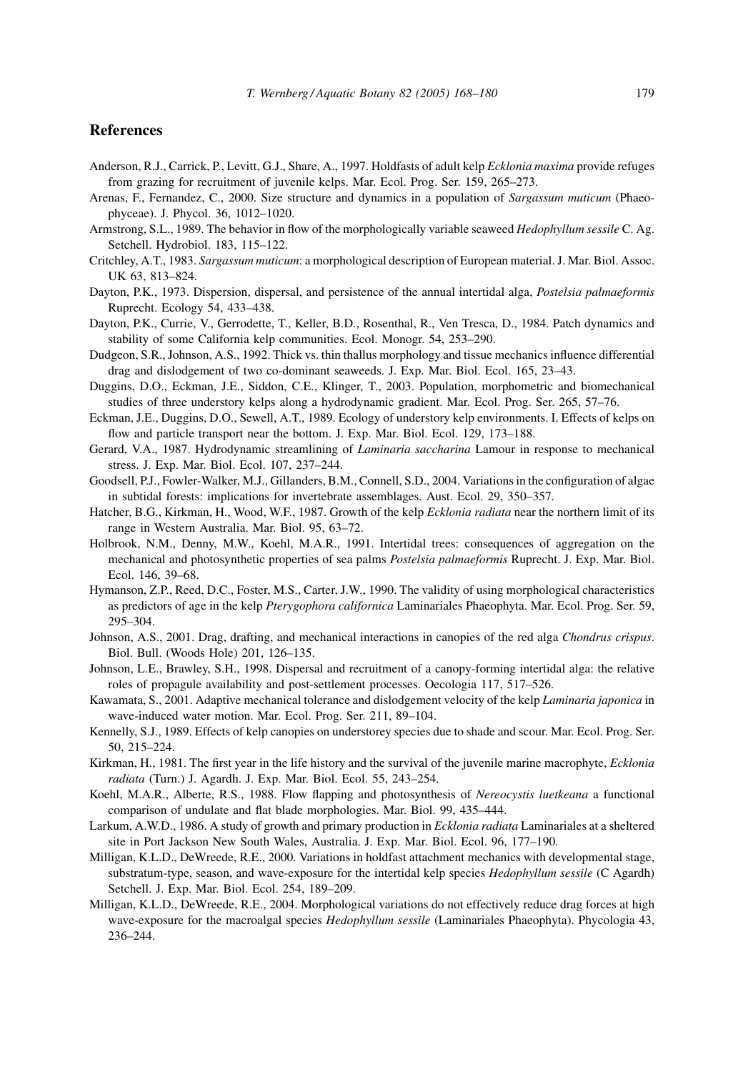## References

Anderson, R.J., Carrick, P., Levitt, G.J., Share, A., 1997. Holdfasts of adult kelp *Ecklonia maxima* provide refuges from grazing for recruitment of juvenile kelps. Mar. Ecol. Prog. Ser. 159, 265–273.

Arenas, F., Fernandez, C., 2000. Size structure and dynamics in a population of *Sargassum muticum* (Phaeophyceae). J. Phycol. 36, 1012–1020.

Armstrong, S.L., 1989. The behavior in flow of the morphologically variable seaweed *Hedophyllum sessile* C. Ag. Setchell. Hydrobiol. 183, 115–122.

Critchley, A.T., 1983. *Sargassum muticum*: a morphological description of European material. J. Mar. Biol. Assoc. UK 63, 813–824.

Dayton, P.K., 1973. Dispersion, dispersal, and persistence of the annual intertidal alga, *Postelsia palmaeformis* Ruprecht. Ecology 54, 433–438.

Dayton, P.K., Currie, V., Gerrodette, T., Keller, B.D., Rosenthal, R., Ven Tresca, D., 1984. Patch dynamics and stability of some California kelp communities. Ecol. Monogr. 54, 253–290.

Dudgeon, S.R., Johnson, A.S., 1992. Thick vs. thin thallus morphology and tissue mechanics influence differential drag and dislodgement of two co-dominant seaweeds. J. Exp. Mar. Biol. Ecol. 165, 23–43.

Duggins, D.O., Eckman, J.E., Siddon, C.E., Klinger, T., 2003. Population, morphometric and biomechanical studies of three understory kelps along a hydrodynamic gradient. Mar. Ecol. Prog. Ser. 265, 57–76.

Eckman, J.E., Duggins, D.O., Sewell, A.T., 1989. Ecology of understory kelp environments. I. Effects of kelps on flow and particle transport near the bottom. J. Exp. Mar. Biol. Ecol. 129, 173–188.

Gerard, V.A., 1987. Hydrodynamic streamlining of *Laminaria saccharina* Lamour in response to mechanical stress. J. Exp. Mar. Biol. Ecol. 107, 237–244.

Goodsell, P.J., Fowler-Walker, M.J., Gillanders, B.M., Connell, S.D., 2004. Variations in the configuration of algae in subtidal forests: implications for invertebrate assemblages. Aust. Ecol. 29, 350–357.

Hatcher, B.G., Kirkman, H., Wood, W.F., 1987. Growth of the kelp *Ecklonia radiata* near the northern limit of its range in Western Australia. Mar. Biol. 95, 63–72.

Holbrook, N.M., Denny, M.W., Koehl, M.A.R., 1991. Intertidal trees: consequences of aggregation on the mechanical and photosynthetic properties of sea palms *Postelsia palmaeformis* Ruprecht. J. Exp. Mar. Biol. Ecol. 146, 39–68.

Hymanson, Z.P., Reed, D.C., Foster, M.S., Carter, J.W., 1990. The validity of using morphological characteristics as predictors of age in the kelp *Pterygophora californica* Laminariales Phaeophyta. Mar. Ecol. Prog. Ser. 59, 295–304.

Johnson, A.S., 2001. Drag, drafting, and mechanical interactions in canopies of the red alga *Chondrus crispus*. Biol. Bull. (Woods Hole) 201, 126–135.

Johnson, L.E., Brawley, S.H., 1998. Dispersal and recruitment of a canopy-forming intertidal alga: the relative roles of propagule availability and post-settlement processes. Oecologia 117, 517–526.

Kawamata, S., 2001. Adaptive mechanical tolerance and dislodgement velocity of the kelp *Laminaria japonica* in wave-induced water motion. Mar. Ecol. Prog. Ser. 211, 89–104.

Kennelly, S.J., 1989. Effects of kelp canopies on understorey species due to shade and scour. Mar. Ecol. Prog. Ser. 50, 215–224.

Kirkman, H., 1981. The first year in the life history and the survival of the juvenile marine macrophyte, *Ecklonia radiata* (Turn.) J. Agardh. J. Exp. Mar. Biol. Ecol. 55, 243–254.

Koehl, M.A.R., Alberte, R.S., 1988. Flow flapping and photosynthesis of *Nereocystis luetkeana* a functional comparison of undulate and flat blade morphologies. Mar. Biol. 99, 435–444.

Larkum, A.W.D., 1986. A study of growth and primary production in *Ecklonia radiata* Laminariales at a sheltered site in Port Jackson New South Wales, Australia. J. Exp. Mar. Biol. Ecol. 96, 177–190.

Milligan, K.L.D., DeWreede, R.E., 2000. Variations in holdfast attachment mechanics with developmental stage, substratum-type, season, and wave-exposure for the intertidal kelp species *Hedophyllum sessile* (C Agardh) Setchell. J. Exp. Mar. Biol. Ecol. 254, 189–209.

Milligan, K.L.D., DeWreede, R.E., 2004. Morphological variations do not effectively reduce drag forces at high wave-exposure for the macroalgal species *Hedophyllum sessile* (Laminariales Phaeophyta). Phycologia 43, 236–244.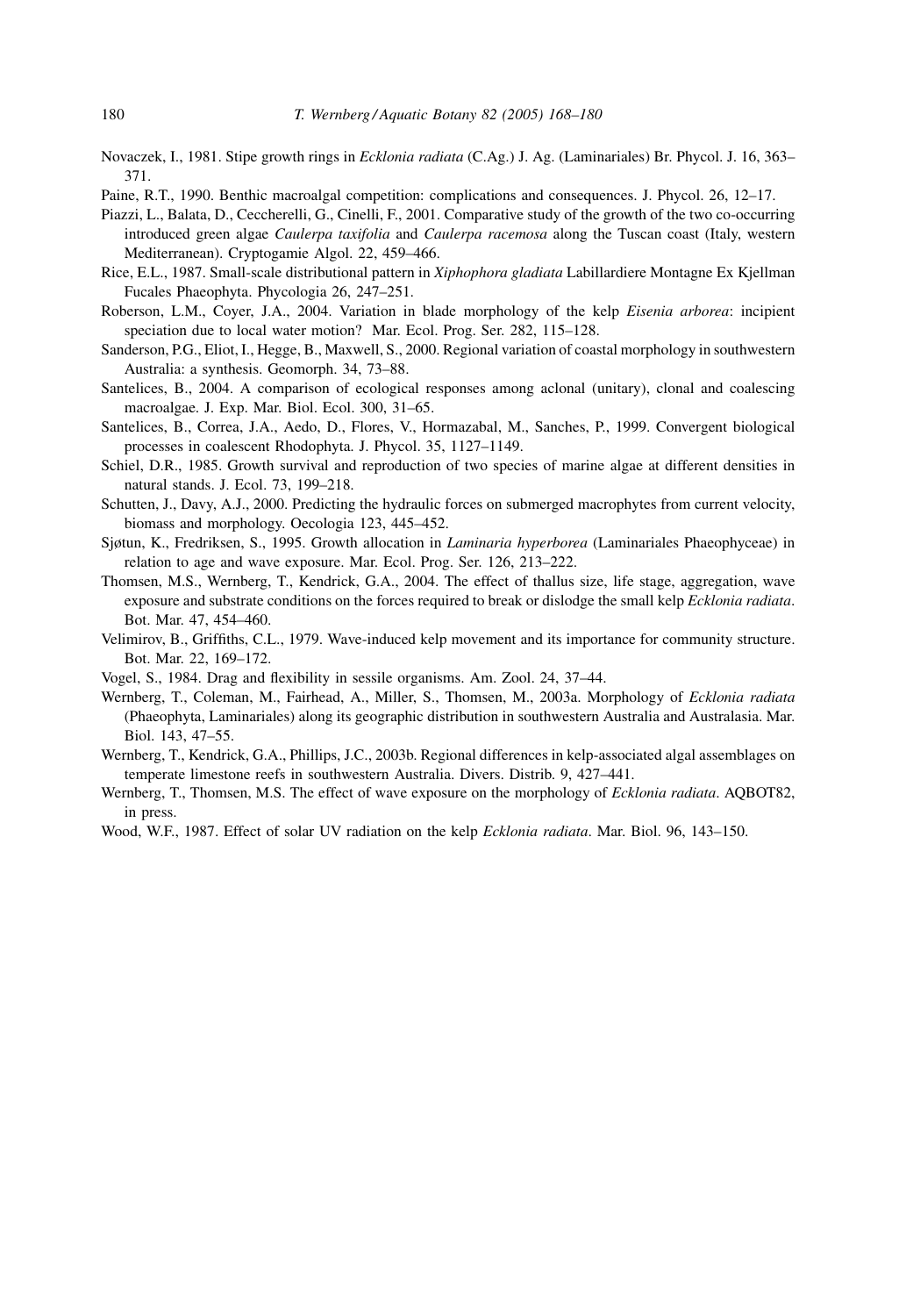Novaczek, I., 1981. Stipe growth rings in *Ecklonia radiata* (C.Ag.) J. Ag. (Laminariales) Br. Phycol. J. 16, 363–371.

Paine, R.T., 1990. Benthic macroalgal competition: complications and consequences. J. Phycol. 26, 12–17.

Piazzi, L., Balata, D., Ceccherelli, G., Cinelli, F., 2001. Comparative study of the growth of the two co-occurring introduced green algae *Caulerpa taxifolia* and *Caulerpa racemosa* along the Tuscan coast (Italy, western Mediterranean). Cryptogamie Algol. 22, 459–466.

Rice, E.L., 1987. Small-scale distributional pattern in *Xiphophora gladiata* Labillardiere Montagne Ex Kjellman Fucales Phaeophyta. Phycologia 26, 247–251.

Roberson, L.M., Coyer, J.A., 2004. Variation in blade morphology of the kelp *Eisenia arborea*: incipient speciation due to local water motion? Mar. Ecol. Prog. Ser. 282, 115–128.

Sanderson, P.G., Eliot, I., Hegge, B., Maxwell, S., 2000. Regional variation of coastal morphology in southwestern Australia: a synthesis. Geomorph. 34, 73–88.

Santelices, B., 2004. A comparison of ecological responses among aclonal (unitary), clonal and coalescing macroalgae. J. Exp. Mar. Biol. Ecol. 300, 31–65.

Santelices, B., Correa, J.A., Aedo, D., Flores, V., Hormazabal, M., Sanches, P., 1999. Convergent biological processes in coalescent Rhodophyta. J. Phycol. 35, 1127–1149.

Schiel, D.R., 1985. Growth survival and reproduction of two species of marine algae at different densities in natural stands. J. Ecol. 73, 199–218.

Schutten, J., Davy, A.J., 2000. Predicting the hydraulic forces on submerged macrophytes from current velocity, biomass and morphology. Oecologia 123, 445–452.

Sjøtun, K., Fredriksen, S., 1995. Growth allocation in *Laminaria hyperborea* (Laminariales Phaeophyceae) in relation to age and wave exposure. Mar. Ecol. Prog. Ser. 126, 213–222.

Thomsen, M.S., Wernberg, T., Kendrick, G.A., 2004. The effect of thallus size, life stage, aggregation, wave exposure and substrate conditions on the forces required to break or dislodge the small kelp *Ecklonia radiata*. Bot. Mar. 47, 454–460.

Velimirov, B., Griffiths, C.L., 1979. Wave-induced kelp movement and its importance for community structure. Bot. Mar. 22, 169–172.

Vogel, S., 1984. Drag and flexibility in sessile organisms. Am. Zool. 24, 37–44.

Wernberg, T., Coleman, M., Fairhead, A., Miller, S., Thomsen, M., 2003a. Morphology of *Ecklonia radiata* (Phaeophyta, Laminariales) along its geographic distribution in southwestern Australia and Australasia. Mar. Biol. 143, 47–55.

Wernberg, T., Kendrick, G.A., Phillips, J.C., 2003b. Regional differences in kelp-associated algal assemblages on temperate limestone reefs in southwestern Australia. Divers. Distrib. 9, 427–441.

Wernberg, T., Thomsen, M.S. The effect of wave exposure on the morphology of *Ecklonia radiata*. AQBOT82, in press.

Wood, W.F., 1987. Effect of solar UV radiation on the kelp *Ecklonia radiata*. Mar. Biol. 96, 143–150.